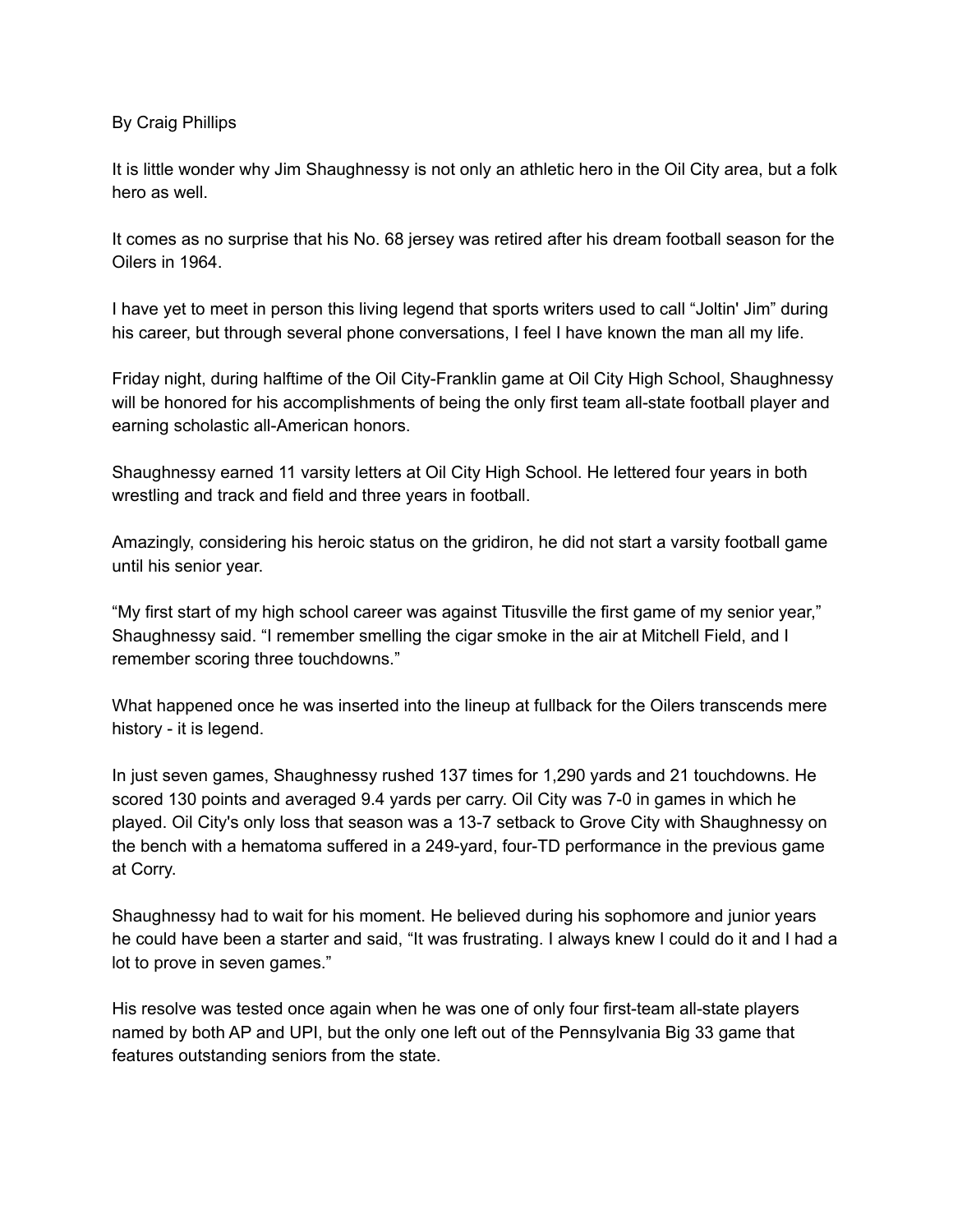By Craig Phillips

It is little wonder why Jim Shaughnessy is not only an athletic hero in the Oil City area, but a folk hero as well.

It comes as no surprise that his No. 68 jersey was retired after his dream football season for the Oilers in 1964.

I have yet to meet in person this living legend that sports writers used to call "Joltin' Jim" during his career, but through several phone conversations, I feel I have known the man all my life.

Friday night, during halftime of the Oil City-Franklin game at Oil City High School, Shaughnessy will be honored for his accomplishments of being the only first team all-state football player and earning scholastic all-American honors.

Shaughnessy earned 11 varsity letters at Oil City High School. He lettered four years in both wrestling and track and field and three years in football.

Amazingly, considering his heroic status on the gridiron, he did not start a varsity football game until his senior year.

"My first start of my high school career was against Titusville the first game of my senior year," Shaughnessy said. "I remember smelling the cigar smoke in the air at Mitchell Field, and I remember scoring three touchdowns."

What happened once he was inserted into the lineup at fullback for the Oilers transcends mere history - it is legend.

In just seven games, Shaughnessy rushed 137 times for 1,290 yards and 21 touchdowns. He scored 130 points and averaged 9.4 yards per carry. Oil City was 7-0 in games in which he played. Oil City's only loss that season was a 13-7 setback to Grove City with Shaughnessy on the bench with a hematoma suffered in a 249-yard, four-TD performance in the previous game at Corry.

Shaughnessy had to wait for his moment. He believed during his sophomore and junior years he could have been a starter and said, "It was frustrating. I always knew I could do it and I had a lot to prove in seven games."

His resolve was tested once again when he was one of only four first-team all-state players named by both AP and UPI, but the only one left out of the Pennsylvania Big 33 game that features outstanding seniors from the state.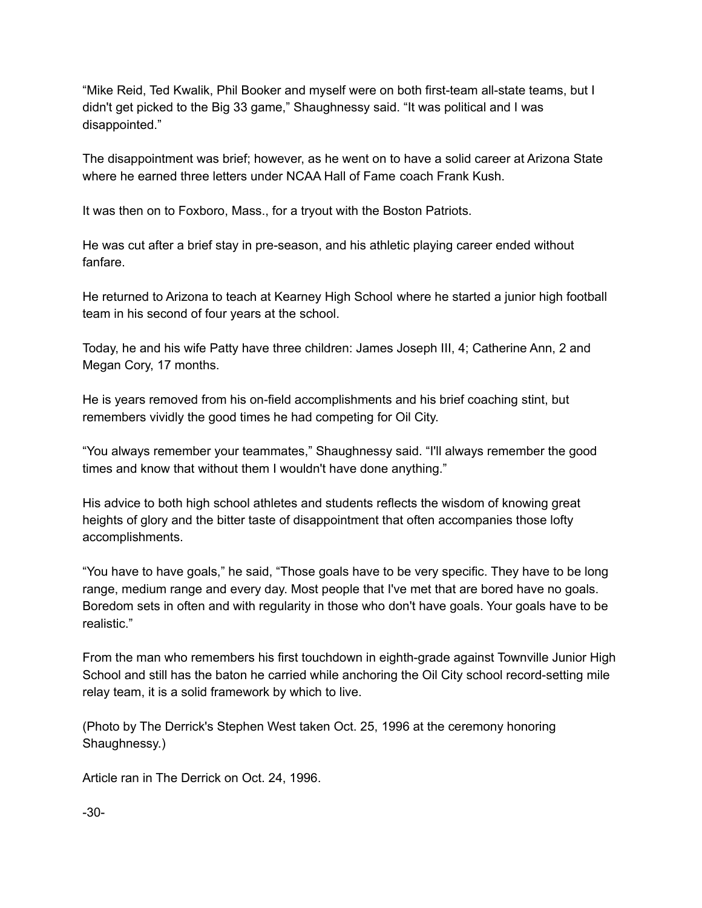“Mike Reid, Ted Kwalik, Phil Booker and myself were on both first-team all-state teams, but I didn't get picked to the Big 33 game,” Shaughnessy said. “It was political and I was disappointed.”

The disappointment was brief; however, as he went on to have a solid career at Arizona State where he earned three letters under NCAA Hall of Fame coach Frank Kush.

It was then on to Foxboro, Mass., for a tryout with the Boston Patriots.

He was cut after a brief stay in pre-season, and his athletic playing career ended without fanfare.

He returned to Arizona to teach at Kearney High School where he started a junior high football team in his second of four years at the school.

Today, he and his wife Patty have three children: James Joseph III, 4; Catherine Ann, 2 and Megan Cory, 17 months.

He is years removed from his on-field accomplishments and his brief coaching stint, but remembers vividly the good times he had competing for Oil City.

“You always remember your teammates,” Shaughnessy said. “I'll always remember the good times and know that without them I wouldn't have done anything.”

His advice to both high school athletes and students reflects the wisdom of knowing great heights of glory and the bitter taste of disappointment that often accompanies those lofty accomplishments.

“You have to have goals,” he said, “Those goals have to be very specific. They have to be long range, medium range and every day. Most people that I've met that are bored have no goals. Boredom sets in often and with regularity in those who don't have goals. Your goals have to be realistic.”

From the man who remembers his first touchdown in eighth-grade against Townville Junior High School and still has the baton he carried while anchoring the Oil City school record-setting mile relay team, it is a solid framework by which to live.

(Photo by The Derrick's Stephen West taken Oct. 25, 1996 at the ceremony honoring Shaughnessy.)

Article ran in The Derrick on Oct. 24, 1996.

-30-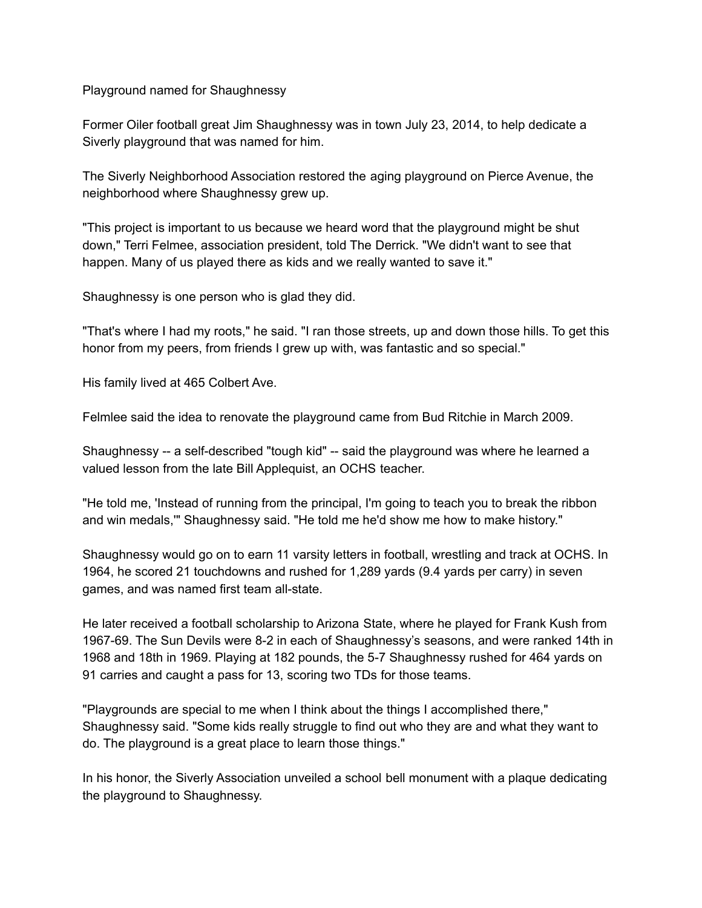Playground named for Shaughnessy

Former Oiler football great Jim Shaughnessy was in town July 23, 2014, to help dedicate a Siverly playground that was named for him.

The Siverly Neighborhood Association restored the aging playground on Pierce Avenue, the neighborhood where Shaughnessy grew up.

"This project is important to us because we heard word that the playground might be shut down," Terri Felmee, association president, told The Derrick. "We didn't want to see that happen. Many of us played there as kids and we really wanted to save it."

Shaughnessy is one person who is glad they did.

"That's where I had my roots," he said. "I ran those streets, up and down those hills. To get this honor from my peers, from friends I grew up with, was fantastic and so special."

His family lived at 465 Colbert Ave.

Felmlee said the idea to renovate the playground came from Bud Ritchie in March 2009.

Shaughnessy -- a self-described "tough kid" -- said the playground was where he learned a valued lesson from the late Bill Applequist, an OCHS teacher.

"He told me, 'Instead of running from the principal, I'm going to teach you to break the ribbon and win medals,'" Shaughnessy said. "He told me he'd show me how to make history."

Shaughnessy would go on to earn 11 varsity letters in football, wrestling and track at OCHS. In 1964, he scored 21 touchdowns and rushed for 1,289 yards (9.4 yards per carry) in seven games, and was named first team all-state.

He later received a football scholarship to Arizona State, where he played for Frank Kush from 1967-69. The Sun Devils were 8-2 in each of Shaughnessy's seasons, and were ranked 14th in 1968 and 18th in 1969. Playing at 182 pounds, the 5-7 Shaughnessy rushed for 464 yards on 91 carries and caught a pass for 13, scoring two TDs for those teams.

"Playgrounds are special to me when I think about the things I accomplished there," Shaughnessy said. "Some kids really struggle to find out who they are and what they want to do. The playground is a great place to learn those things."

In his honor, the Siverly Association unveiled a school bell monument with a plaque dedicating the playground to Shaughnessy.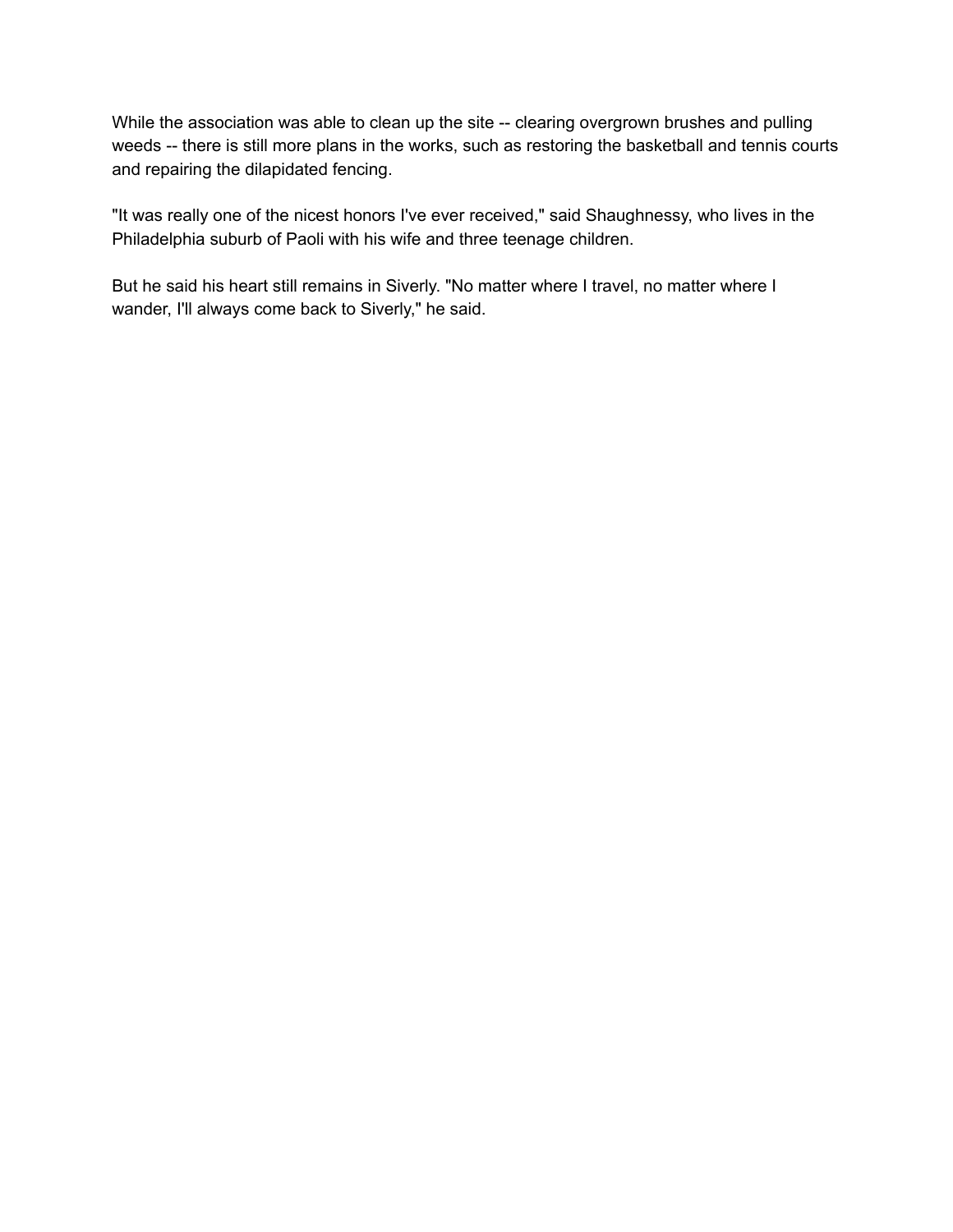While the association was able to clean up the site -- clearing overgrown brushes and pulling weeds -- there is still more plans in the works, such as restoring the basketball and tennis courts and repairing the dilapidated fencing.

"It was really one of the nicest honors I've ever received," said Shaughnessy, who lives in the Philadelphia suburb of Paoli with his wife and three teenage children.

But he said his heart still remains in Siverly. "No matter where I travel, no matter where I wander, I'll always come back to Siverly," he said.